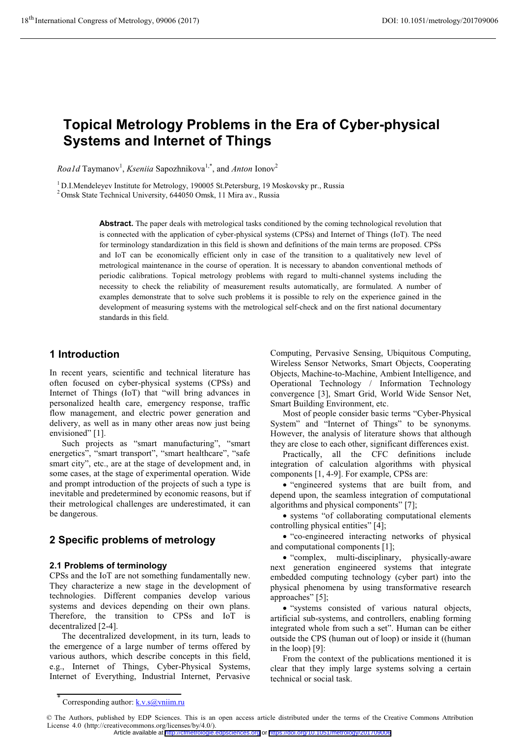# Topical Metrology Problems in the Era of Cyber-physical Systems and Internet of Things

*Roa1d* Taymanov[1], *Kseniia* Sapozhnikova[1,*], and *Anton* Ionov[2]

[1] D.I.Mendeleyev Institute for Metrology, 190005 St.Petersburg, 19 Moskovsky pr., Russia
[2] Omsk State Technical University, 644050 Omsk, 11 Mira av., Russia

**Abstract.** The paper deals with metrological tasks conditioned by the coming technological revolution that is connected with the application of cyber-physical systems (CPSs) and Internet of Things (IoT). The need for terminology standardization in this field is shown and definitions of the main terms are proposed. CPSs and IoT can be economically efficient only in case of the transition to a qualitatively new level of metrological maintenance in the course of operation. It is necessary to abandon conventional methods of periodic calibrations. Topical metrology problems with regard to multi-channel systems including the necessity to check the reliability of measurement results automatically, are formulated. A number of examples demonstrate that to solve such problems it is possible to rely on the experience gained in the development of measuring systems with the metrological self-check and on the first national documentary standards in this field.

## 1 Introduction

In recent years, scientific and technical literature has often focused on cyber-physical systems (CPSs) and Internet of Things (IoT) that "will bring advances in personalized health care, emergency response, traffic flow management, and electric power generation and delivery, as well as in many other areas now just being envisioned" [1].

Such projects as "smart manufacturing", "smart energetics", "smart transport", "smart healthcare", "safe smart city", etc., are at the stage of development and, in some cases, at the stage of experimental operation. Wide and prompt introduction of the projects of such a type is inevitable and predetermined by economic reasons, but if their metrological challenges are underestimated, it can be dangerous.

## 2 Specific problems of metrology

### 2.1 Problems of terminology

CPSs and the IoT are not something fundamentally new. They characterize a new stage in the development of technologies. Different companies develop various systems and devices depending on their own plans. Therefore, the transition to CPSs and IoT is decentralized [2-4].

The decentralized development, in its turn, leads to the emergence of a large number of terms offered by various authors, which describe concepts in this field, e.g., Internet of Things, Cyber-Physical Systems, Internet of Everything, Industrial Internet, Pervasive Computing, Pervasive Sensing, Ubiquitous Computing, Wireless Sensor Networks, Smart Objects, Cooperating Objects, Machine-to-Machine, Ambient Intelligence, and Operational Technology / Information Technology convergence [3], Smart Grid, World Wide Sensor Net, Smart Building Environment, etc.

Most of people consider basic terms "Cyber-Physical System" and "Internet of Things" to be synonyms. However, the analysis of literature shows that although they are close to each other, significant differences exist.

Practically, all the CFC definitions include integration of calculation algorithms with physical components [1, 4-9]. For example, CPSs are:

- "engineered systems that are built from, and depend upon, the seamless integration of computational algorithms and physical components" [7];
- systems "of collaborating computational elements controlling physical entities" [4];
- "co-engineered interacting networks of physical and computational components [1];
- "complex, multi-disciplinary, physically-aware next generation engineered systems that integrate embedded computing technology (cyber part) into the physical phenomena by using transformative research approaches" [5];
- "systems consisted of various natural objects, artificial sub-systems, and controllers, enabling forming integrated whole from such a set". Human can be either outside the CPS (human out of loop) or inside it ((human in the loop) [9]:

From the context of the publications mentioned it is clear that they imply large systems solving a certain technical or social task.

[*] Corresponding author: k.v.s@vniim.ru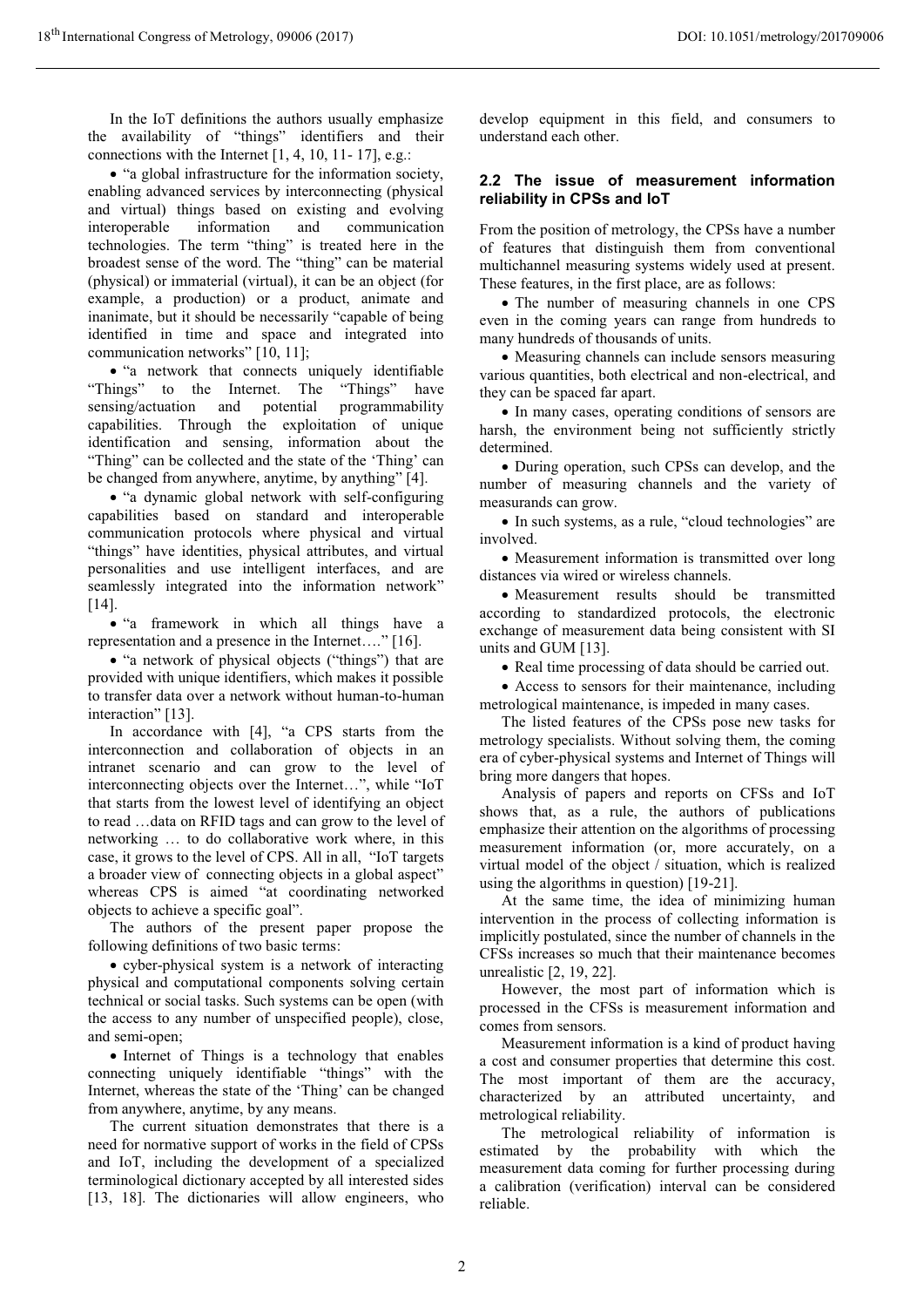In the IoT definitions the authors usually emphasize the availability of "things" identifiers and their connections with the Internet [1, 4, 10, 11- 17], e.g.:

- "a global infrastructure for the information society, enabling advanced services by interconnecting (physical and virtual) things based on existing and evolving interoperable information and communication technologies. The term "thing" is treated here in the broadest sense of the word. The "thing" can be material (physical) or immaterial (virtual), it can be an object (for example, a production) or a product, animate and inanimate, but it should be necessarily "capable of being identified in time and space and integrated into communication networks" [10, 11];
- "a network that connects uniquely identifiable "Things" to the Internet. The "Things" have sensing/actuation and potential programmability capabilities. Through the exploitation of unique identification and sensing, information about the "Thing" can be collected and the state of the 'Thing' can be changed from anywhere, anytime, by anything" [4].
- "a dynamic global network with self-configuring capabilities based on standard and interoperable communication protocols where physical and virtual "things" have identities, physical attributes, and virtual personalities and use intelligent interfaces, and are seamlessly integrated into the information network" [14].
- "a framework in which all things have a representation and a presence in the Internet…." [16].
- "a network of physical objects ("things") that are provided with unique identifiers, which makes it possible to transfer data over a network without human-to-human interaction" [13].

In accordance with [4], "a CPS starts from the interconnection and collaboration of objects in an intranet scenario and can grow to the level of interconnecting objects over the Internet…", while "IoT that starts from the lowest level of identifying an object to read …data on RFID tags and can grow to the level of networking … to do collaborative work where, in this case, it grows to the level of CPS. All in all, "IoT targets a broader view of connecting objects in a global aspect" whereas CPS is aimed "at coordinating networked objects to achieve a specific goal".

The authors of the present paper propose the following definitions of two basic terms:

- cyber-physical system is a network of interacting physical and computational components solving certain technical or social tasks. Such systems can be open (with the access to any number of unspecified people), close, and semi-open;
- Internet of Things is a technology that enables connecting uniquely identifiable "things" with the Internet, whereas the state of the 'Thing' can be changed from anywhere, anytime, by any means.

The current situation demonstrates that there is a need for normative support of works in the field of CPSs and IoT, including the development of a specialized terminological dictionary accepted by all interested sides [13, 18]. The dictionaries will allow engineers, who develop equipment in this field, and consumers to understand each other.

### 2.2 The issue of measurement information reliability in CPSs and IoT

From the position of metrology, the CPSs have a number of features that distinguish them from conventional multichannel measuring systems widely used at present. These features, in the first place, are as follows:

- The number of measuring channels in one CPS even in the coming years can range from hundreds to many hundreds of thousands of units.
- Measuring channels can include sensors measuring various quantities, both electrical and non-electrical, and they can be spaced far apart.
- In many cases, operating conditions of sensors are harsh, the environment being not sufficiently strictly determined.
- During operation, such CPSs can develop, and the number of measuring channels and the variety of measurands can grow.
- In such systems, as a rule, "cloud technologies" are involved.
- Measurement information is transmitted over long distances via wired or wireless channels.
- Measurement results should be transmitted according to standardized protocols, the electronic exchange of measurement data being consistent with SI units and GUM [13].
- Real time processing of data should be carried out.
- Access to sensors for their maintenance, including metrological maintenance, is impeded in many cases.

The listed features of the CPSs pose new tasks for metrology specialists. Without solving them, the coming era of cyber-physical systems and Internet of Things will bring more dangers that hopes.

Analysis of papers and reports on CFSs and IoT shows that, as a rule, the authors of publications emphasize their attention on the algorithms of processing measurement information (or, more accurately, on a virtual model of the object / situation, which is realized using the algorithms in question) [19-21].

At the same time, the idea of minimizing human intervention in the process of collecting information is implicitly postulated, since the number of channels in the CFSs increases so much that their maintenance becomes unrealistic [2, 19, 22].

However, the most part of information which is processed in the CFSs is measurement information and comes from sensors.

Measurement information is a kind of product having a cost and consumer properties that determine this cost. The most important of them are the accuracy, characterized by an attributed uncertainty, and metrological reliability.

The metrological reliability of information is estimated by the probability with which the measurement data coming for further processing during a calibration (verification) interval can be considered reliable.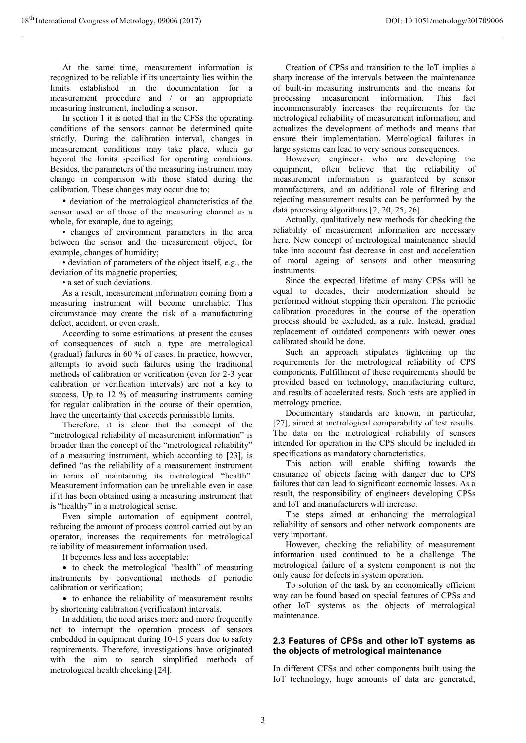At the same time, measurement information is recognized to be reliable if its uncertainty lies within the limits established in the documentation for a measurement procedure and / or an appropriate measuring instrument, including a sensor.

In section 1 it is noted that in the CFSs the operating conditions of the sensors cannot be determined quite strictly. During the calibration interval, changes in measurement conditions may take place, which go beyond the limits specified for operating conditions. Besides, the parameters of the measuring instrument may change in comparison with those stated during the calibration. These changes may occur due to:

- deviation of the metrological characteristics of the sensor used or of those of the measuring channel as a whole, for example, due to ageing;
- changes of environment parameters in the area between the sensor and the measurement object, for example, changes of humidity;
- deviation of parameters of the object itself, e.g., the deviation of its magnetic properties;
- a set of such deviations.

As a result, measurement information coming from a measuring instrument will become unreliable. This circumstance may create the risk of a manufacturing defect, accident, or even crash.

According to some estimations, at present the causes of consequences of such a type are metrological (gradual) failures in 60 % of cases. In practice, however, attempts to avoid such failures using the traditional methods of calibration or verification (even for 2-3 year calibration or verification intervals) are not a key to success. Up to 12 % of measuring instruments coming for regular calibration in the course of their operation, have the uncertainty that exceeds permissible limits.

Therefore, it is clear that the concept of the "metrological reliability of measurement information" is broader than the concept of the "metrological reliability" of a measuring instrument, which according to [23], is defined "as the reliability of a measurement instrument in terms of maintaining its metrological "health". Measurement information can be unreliable even in case if it has been obtained using a measuring instrument that is "healthy" in a metrological sense.

Even simple automation of equipment control, reducing the amount of process control carried out by an operator, increases the requirements for metrological reliability of measurement information used.

It becomes less and less acceptable:

- to check the metrological "health" of measuring instruments by conventional methods of periodic calibration or verification;
- to enhance the reliability of measurement results by shortening calibration (verification) intervals.

In addition, the need arises more and more frequently not to interrupt the operation process of sensors embedded in equipment during 10-15 years due to safety requirements. Therefore, investigations have originated with the aim to search simplified methods of metrological health checking [24].

Creation of CPSs and transition to the IoT implies a sharp increase of the intervals between the maintenance of built-in measuring instruments and the means for processing measurement information. This fact incommensurably increases the requirements for the metrological reliability of measurement information, and actualizes the development of methods and means that ensure their implementation. Metrological failures in large systems can lead to very serious consequences.

However, engineers who are developing the equipment, often believe that the reliability of measurement information is guaranteed by sensor manufacturers, and an additional role of filtering and rejecting measurement results can be performed by the data processing algorithms [2, 20, 25, 26].

Actually, qualitatively new methods for checking the reliability of measurement information are necessary here. New concept of metrological maintenance should take into account fast decrease in cost and acceleration of moral ageing of sensors and other measuring instruments.

Since the expected lifetime of many CPSs will be equal to decades, their modernization should be performed without stopping their operation. The periodic calibration procedures in the course of the operation process should be excluded, as a rule. Instead, gradual replacement of outdated components with newer ones calibrated should be done.

Such an approach stipulates tightening up the requirements for the metrological reliability of CPS components. Fulfillment of these requirements should be provided based on technology, manufacturing culture, and results of accelerated tests. Such tests are applied in metrology practice.

Documentary standards are known, in particular, [27], aimed at metrological comparability of test results. The data on the metrological reliability of sensors intended for operation in the CPS should be included in specifications as mandatory characteristics.

This action will enable shifting towards the ensurance of objects facing with danger due to CPS failures that can lead to significant economic losses. As a result, the responsibility of engineers developing CPSs and IoT and manufacturers will increase.

The steps aimed at enhancing the metrological reliability of sensors and other network components are very important.

However, checking the reliability of measurement information used continued to be a challenge. The metrological failure of a system component is not the only cause for defects in system operation.

To solution of the task by an economically efficient way can be found based on special features of CPSs and other IoT systems as the objects of metrological maintenance.

### 2.3 Features of CPSs and other IoT systems as the objects of metrological maintenance

In different CFSs and other components built using the IoT technology, huge amounts of data are generated,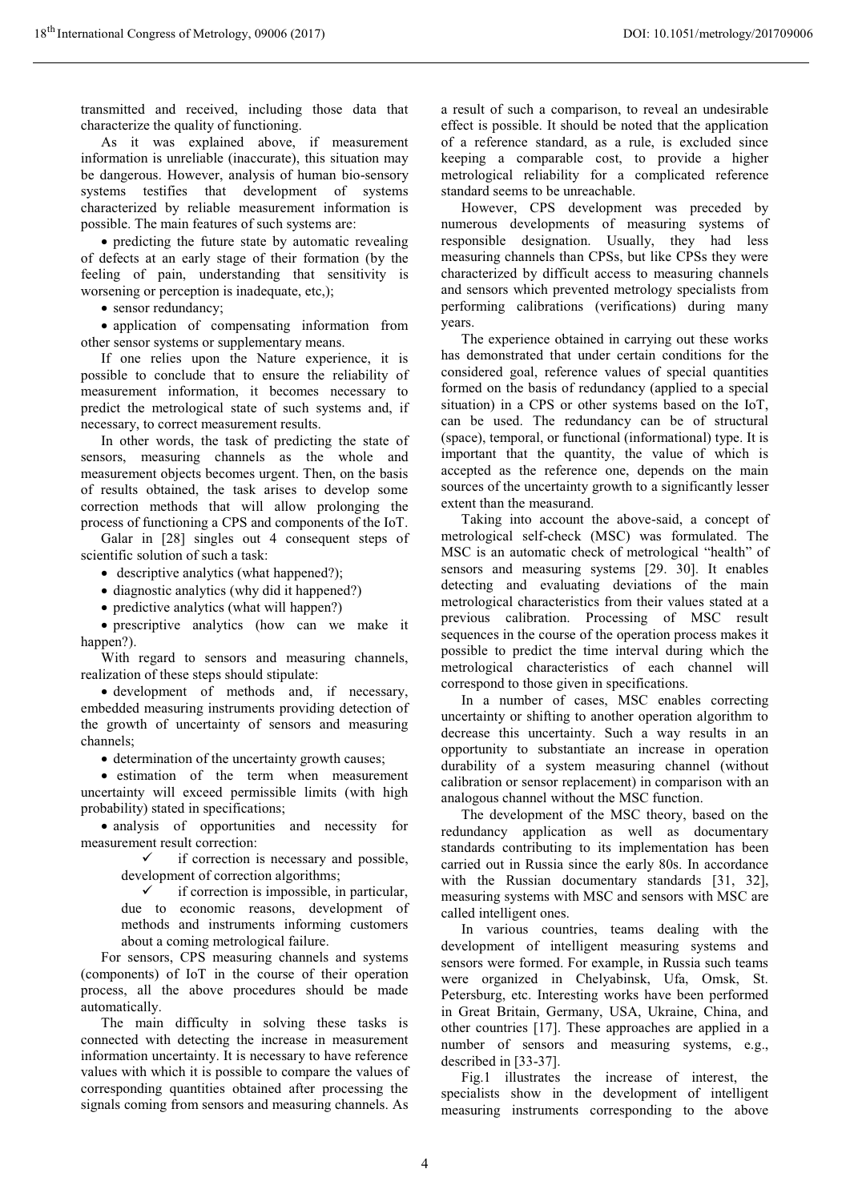transmitted and received, including those data that characterize the quality of functioning.

As it was explained above, if measurement information is unreliable (inaccurate), this situation may be dangerous. However, analysis of human bio-sensory systems testifies that development of systems characterized by reliable measurement information is possible. The main features of such systems are:

- predicting the future state by automatic revealing of defects at an early stage of their formation (by the feeling of pain, understanding that sensitivity is worsening or perception is inadequate, etc,);
- sensor redundancy;
- application of compensating information from other sensor systems or supplementary means.

If one relies upon the Nature experience, it is possible to conclude that to ensure the reliability of measurement information, it becomes necessary to predict the metrological state of such systems and, if necessary, to correct measurement results.

In other words, the task of predicting the state of sensors, measuring channels as the whole and measurement objects becomes urgent. Then, on the basis of results obtained, the task arises to develop some correction methods that will allow prolonging the process of functioning a CPS and components of the IoT.

Galar in [28] singles out 4 consequent steps of scientific solution of such a task:

- descriptive analytics (what happened?);
- diagnostic analytics (why did it happened?)
- predictive analytics (what will happen?)
- prescriptive analytics (how can we make it happen?).

With regard to sensors and measuring channels, realization of these steps should stipulate:

- development of methods and, if necessary, embedded measuring instruments providing detection of the growth of uncertainty of sensors and measuring channels;
- determination of the uncertainty growth causes;
- estimation of the term when measurement uncertainty will exceed permissible limits (with high probability) stated in specifications;
- analysis of opportunities and necessity for measurement result correction:
  - ✓ if correction is necessary and possible, development of correction algorithms;
  - ✓ if correction is impossible, in particular, due to economic reasons, development of methods and instruments informing customers about a coming metrological failure.

For sensors, CPS measuring channels and systems (components) of IoT in the course of their operation process, all the above procedures should be made automatically.

The main difficulty in solving these tasks is connected with detecting the increase in measurement information uncertainty. It is necessary to have reference values with which it is possible to compare the values of corresponding quantities obtained after processing the signals coming from sensors and measuring channels. As a result of such a comparison, to reveal an undesirable effect is possible. It should be noted that the application of a reference standard, as a rule, is excluded since keeping a comparable cost, to provide a higher metrological reliability for a complicated reference standard seems to be unreachable.

However, CPS development was preceded by numerous developments of measuring systems of responsible designation. Usually, they had less measuring channels than CPSs, but like CPSs they were characterized by difficult access to measuring channels and sensors which prevented metrology specialists from performing calibrations (verifications) during many years.

The experience obtained in carrying out these works has demonstrated that under certain conditions for the considered goal, reference values of special quantities formed on the basis of redundancy (applied to a special situation) in a CPS or other systems based on the IoT, can be used. The redundancy can be of structural (space), temporal, or functional (informational) type. It is important that the quantity, the value of which is accepted as the reference one, depends on the main sources of the uncertainty growth to a significantly lesser extent than the measurand.

Taking into account the above-said, a concept of metrological self-check (MSC) was formulated. The MSC is an automatic check of metrological "health" of sensors and measuring systems [29. 30]. It enables detecting and evaluating deviations of the main metrological characteristics from their values stated at a previous calibration. Processing of MSC result sequences in the course of the operation process makes it possible to predict the time interval during which the metrological characteristics of each channel will correspond to those given in specifications.

In a number of cases, MSC enables correcting uncertainty or shifting to another operation algorithm to decrease this uncertainty. Such a way results in an opportunity to substantiate an increase in operation durability of a system measuring channel (without calibration or sensor replacement) in comparison with an analogous channel without the MSC function.

The development of the MSC theory, based on the redundancy application as well as documentary standards contributing to its implementation has been carried out in Russia since the early 80s. In accordance with the Russian documentary standards [31, 32], measuring systems with MSC and sensors with MSC are called intelligent ones.

In various countries, teams dealing with the development of intelligent measuring systems and sensors were formed. For example, in Russia such teams were organized in Chelyabinsk, Ufa, Omsk, St. Petersburg, etc. Interesting works have been performed in Great Britain, Germany, USA, Ukraine, China, and other countries [17]. These approaches are applied in a number of sensors and measuring systems, e.g., described in [33-37].

Fig.1 illustrates the increase of interest, the specialists show in the development of intelligent measuring instruments corresponding to the above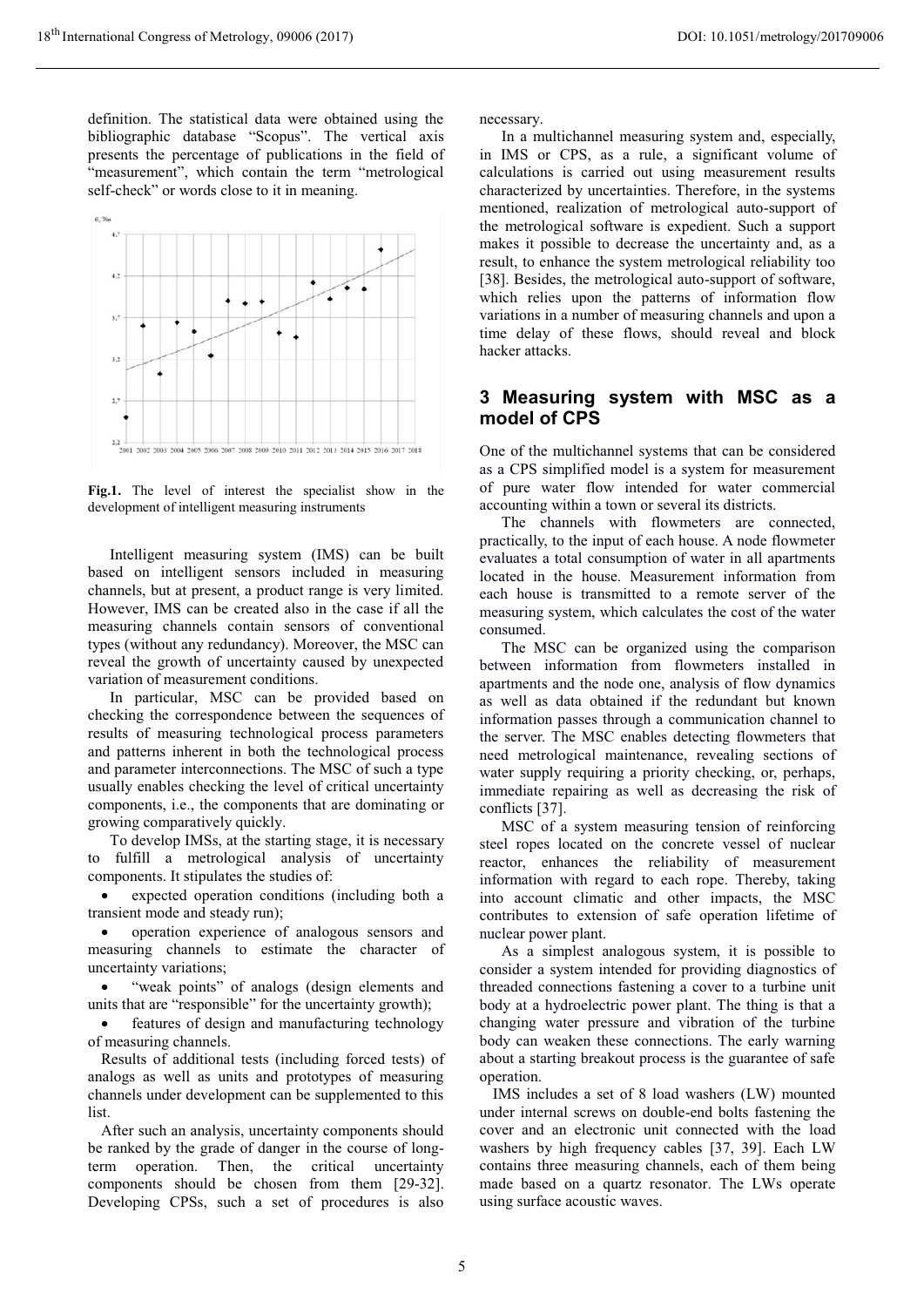definition. The statistical data were obtained using the bibliographic database "Scopus". The vertical axis presents the percentage of publications in the field of "measurement", which contain the term "metrological self-check" or words close to it in meaning.

**Fig.1.** The level of interest the specialist show in the development of intelligent measuring instruments

Intelligent measuring system (IMS) can be built based on intelligent sensors included in measuring channels, but at present, a product range is very limited. However, IMS can be created also in the case if all the measuring channels contain sensors of conventional types (without any redundancy). Moreover, the MSC can reveal the growth of uncertainty caused by unexpected variation of measurement conditions.

In particular, MSC can be provided based on checking the correspondence between the sequences of results of measuring technological process parameters and patterns inherent in both the technological process and parameter interconnections. The MSC of such a type usually enables checking the level of critical uncertainty components, i.e., the components that are dominating or growing comparatively quickly.

To develop IMSs, at the starting stage, it is necessary to fulfill a metrological analysis of uncertainty components. It stipulates the studies of:

- expected operation conditions (including both a transient mode and steady run);
- operation experience of analogous sensors and measuring channels to estimate the character of uncertainty variations;
- "weak points" of analogs (design elements and units that are "responsible" for the uncertainty growth);
- features of design and manufacturing technology of measuring channels.

Results of additional tests (including forced tests) of analogs as well as units and prototypes of measuring channels under development can be supplemented to this list.

After such an analysis, uncertainty components should be ranked by the grade of danger in the course of long-term operation. Then, the critical uncertainty components should be chosen from them [29-32]. Developing CPSs, such a set of procedures is also necessary.

In a multichannel measuring system and, especially, in IMS or CPS, as a rule, a significant volume of calculations is carried out using measurement results characterized by uncertainties. Therefore, in the systems mentioned, realization of metrological auto-support of the metrological software is expedient. Such a support makes it possible to decrease the uncertainty and, as a result, to enhance the system metrological reliability too [38]. Besides, the metrological auto-support of software, which relies upon the patterns of information flow variations in a number of measuring channels and upon a time delay of these flows, should reveal and block hacker attacks.

## 3 Measuring system with MSC as a model of CPS

One of the multichannel systems that can be considered as a CPS simplified model is a system for measurement of pure water flow intended for water commercial accounting within a town or several its districts.

The channels with flowmeters are connected, practically, to the input of each house. A node flowmeter evaluates a total consumption of water in all apartments located in the house. Measurement information from each house is transmitted to a remote server of the measuring system, which calculates the cost of the water consumed.

The MSC can be organized using the comparison between information from flowmeters installed in apartments and the node one, analysis of flow dynamics as well as data obtained if the redundant but known information passes through a communication channel to the server. The MSC enables detecting flowmeters that need metrological maintenance, revealing sections of water supply requiring a priority checking, or, perhaps, immediate repairing as well as decreasing the risk of conflicts [37].

MSC of a system measuring tension of reinforcing steel ropes located on the concrete vessel of nuclear reactor, enhances the reliability of measurement information with regard to each rope. Thereby, taking into account climatic and other impacts, the MSC contributes to extension of safe operation lifetime of nuclear power plant.

As a simplest analogous system, it is possible to consider a system intended for providing diagnostics of threaded connections fastening a cover to a turbine unit body at a hydroelectric power plant. The thing is that a changing water pressure and vibration of the turbine body can weaken these connections. The early warning about a starting breakout process is the guarantee of safe operation.

IMS includes a set of 8 load washers (LW) mounted under internal screws on double-end bolts fastening the cover and an electronic unit connected with the load washers by high frequency cables [37, 39]. Each LW contains three measuring channels, each of them being made based on a quartz resonator. The LWs operate using surface acoustic waves.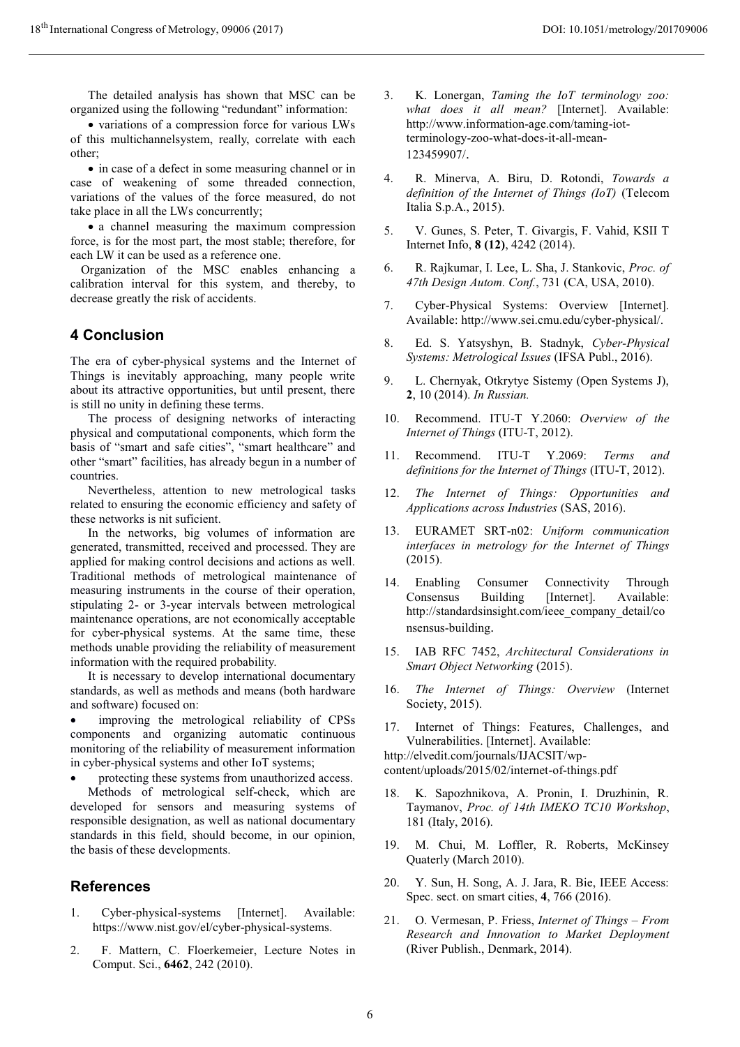The detailed analysis has shown that MSC can be organized using the following "redundant" information:

- variations of a compression force for various LWs of this multichannelsystem, really, correlate with each other;
- in case of a defect in some measuring channel or in case of weakening of some threaded connection, variations of the values of the force measured, do not take place in all the LWs concurrently;
- a channel measuring the maximum compression force, is for the most part, the most stable; therefore, for each LW it can be used as a reference one.

Organization of the MSC enables enhancing a calibration interval for this system, and thereby, to decrease greatly the risk of accidents.

## 4 Conclusion

The era of cyber-physical systems and the Internet of Things is inevitably approaching, many people write about its attractive opportunities, but until present, there is still no unity in defining these terms.

The process of designing networks of interacting physical and computational components, which form the basis of "smart and safe cities", "smart healthcare" and other "smart" facilities, has already begun in a number of countries.

Nevertheless, attention to new metrological tasks related to ensuring the economic efficiency and safety of these networks is nit suficient.

In the networks, big volumes of information are generated, transmitted, received and processed. They are applied for making control decisions and actions as well. Traditional methods of metrological maintenance of measuring instruments in the course of their operation, stipulating 2- or 3-year intervals between metrological maintenance operations, are not economically acceptable for cyber-physical systems. At the same time, these methods unable providing the reliability of measurement information with the required probability.

It is necessary to develop international documentary standards, as well as methods and means (both hardware and software) focused on:

- improving the metrological reliability of CPSs components and organizing automatic continuous monitoring of the reliability of measurement information in cyber-physical systems and other IoT systems;
- protecting these systems from unauthorized access.

Methods of metrological self-check, which are developed for sensors and measuring systems of responsible designation, as well as national documentary standards in this field, should become, in our opinion, the basis of these developments.

## References

1. Cyber-physical-systems [Internet]. Available: https://www.nist.gov/el/cyber-physical-systems.
2. F. Mattern, C. Floerkemeier, Lecture Notes in Comput. Sci., **6462**, 242 (2010).
3. K. Lonergan, *Taming the IoT terminology zoo: what does it all mean?* [Internet]. Available: http://www.information-age.com/taming-iot-terminology-zoo-what-does-it-all-mean-123459907/.
4. R. Minerva, A. Biru, D. Rotondi, *Towards a definition of the Internet of Things (IoT)* (Telecom Italia S.p.A., 2015).
5. V. Gunes, S. Peter, T. Givargis, F. Vahid, KSII T Internet Info, **8 (12)**, 4242 (2014).
6. R. Rajkumar, I. Lee, L. Sha, J. Stankovic, *Proc. of 47th Design Autom. Conf.*, 731 (CA, USA, 2010).
7. Cyber-Physical Systems: Overview [Internet]. Available: http://www.sei.cmu.edu/cyber-physical/.
8. Ed. S. Yatsyshyn, B. Stadnyk, *Cyber-Physical Systems: Metrological Issues* (IFSA Publ., 2016).
9. L. Chernyak, Otkrytye Sistemy (Open Systems J), **2**, 10 (2014). *In Russian.*
10. Recommend. ITU-T Y.2060: *Overview of the Internet of Things* (ITU-T, 2012).
11. Recommend. ITU-T Y.2069: *Terms and definitions for the Internet of Things* (ITU-T, 2012).
12. *The Internet of Things: Opportunities and Applications across Industries* (SAS, 2016).
13. EURAMET SRT-n02: *Uniform communication interfaces in metrology for the Internet of Things* (2015).
14. Enabling Consumer Connectivity Through Consensus Building [Internet]. Available: http://standardsinsight.com/ieee_company_detail/consensus-building.
15. IAB RFC 7452, *Architectural Considerations in Smart Object Networking* (2015).
16. *The Internet of Things: Overview* (Internet Society, 2015).
17. Internet of Things: Features, Challenges, and Vulnerabilities. [Internet]. Available: http://elvedit.com/journals/IJACSIT/wp-content/uploads/2015/02/internet-of-things.pdf
18. K. Sapozhnikova, A. Pronin, I. Druzhinin, R. Taymanov, *Proc. of 14th IMEKO TC10 Workshop*, 181 (Italy, 2016).
19. M. Chui, M. Loffler, R. Roberts, McKinsey Quaterly (March 2010).
20. Y. Sun, H. Song, A. J. Jara, R. Bie, IEEE Access: Spec. sect. on smart cities, **4**, 766 (2016).
21. O. Vermesan, P. Friess, *Internet of Things – From Research and Innovation to Market Deployment* (River Publish., Denmark, 2014).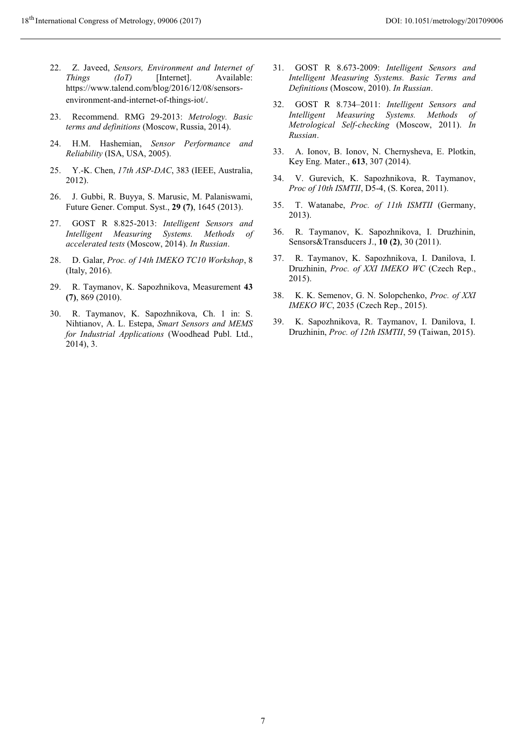22. Z. Javeed, *Sensors, Environment and Internet of Things (IoT)* [Internet]. Available: https://www.talend.com/blog/2016/12/08/sensors-environment-and-internet-of-things-iot/.
23. Recommend. RMG 29-2013: *Metrology. Basic terms and definitions* (Moscow, Russia, 2014).
24. H.M. Hashemian, *Sensor Performance and Reliability* (ISA, USA, 2005).
25. Y.-K. Chen, *17th ASP-DAC*, 383 (IEEE, Australia, 2012).
26. J. Gubbi, R. Buyya, S. Marusic, M. Palaniswami, Future Gener. Comput. Syst., **29 (7)**, 1645 (2013).
27. GOST R 8.825-2013: *Intelligent Sensors and Intelligent Measuring Systems. Methods of accelerated tests* (Moscow, 2014). *In Russian*.
28. D. Galar, *Proc. of 14th IMEKO TC10 Workshop*, 8 (Italy, 2016).
29. R. Taymanov, K. Sapozhnikova, Measurement **43 (7)**, 869 (2010).
30. R. Taymanov, K. Sapozhnikova, Ch. 1 in: S. Nihtianov, A. L. Estepa, *Smart Sensors and MEMS for Industrial Applications* (Woodhead Publ. Ltd., 2014), 3.
31. GOST R 8.673-2009: *Intelligent Sensors and Intelligent Measuring Systems. Basic Terms and Definitions* (Moscow, 2010). *In Russian*.
32. GOST R 8.734–2011: *Intelligent Sensors and Intelligent Measuring Systems. Methods of Metrological Self-checking* (Moscow, 2011). *In Russian*.
33. A. Ionov, B. Ionov, N. Chernysheva, E. Plotkin, Key Eng. Mater., **613**, 307 (2014).
34. V. Gurevich, K. Sapozhnikova, R. Taymanov, *Proc of 10th ISMTII*, D5-4, (S. Korea, 2011).
35. T. Watanabe, *Proc. of 11th ISMTII* (Germany, 2013).
36. R. Taymanov, K. Sapozhnikova, I. Druzhinin, Sensors&Transducers J., **10 (2)**, 30 (2011).
37. R. Taymanov, K. Sapozhnikova, I. Danilova, I. Druzhinin, *Proc. of XXI IMEKO WC* (Czech Rep., 2015).
38. K. K. Semenov, G. N. Solopchenko, *Proc. of XXI IMEKO WC*, 2035 (Czech Rep., 2015).
39. K. Sapozhnikova, R. Taymanov, I. Danilova, I. Druzhinin, *Proc. of 12th ISMTII*, 59 (Taiwan, 2015).